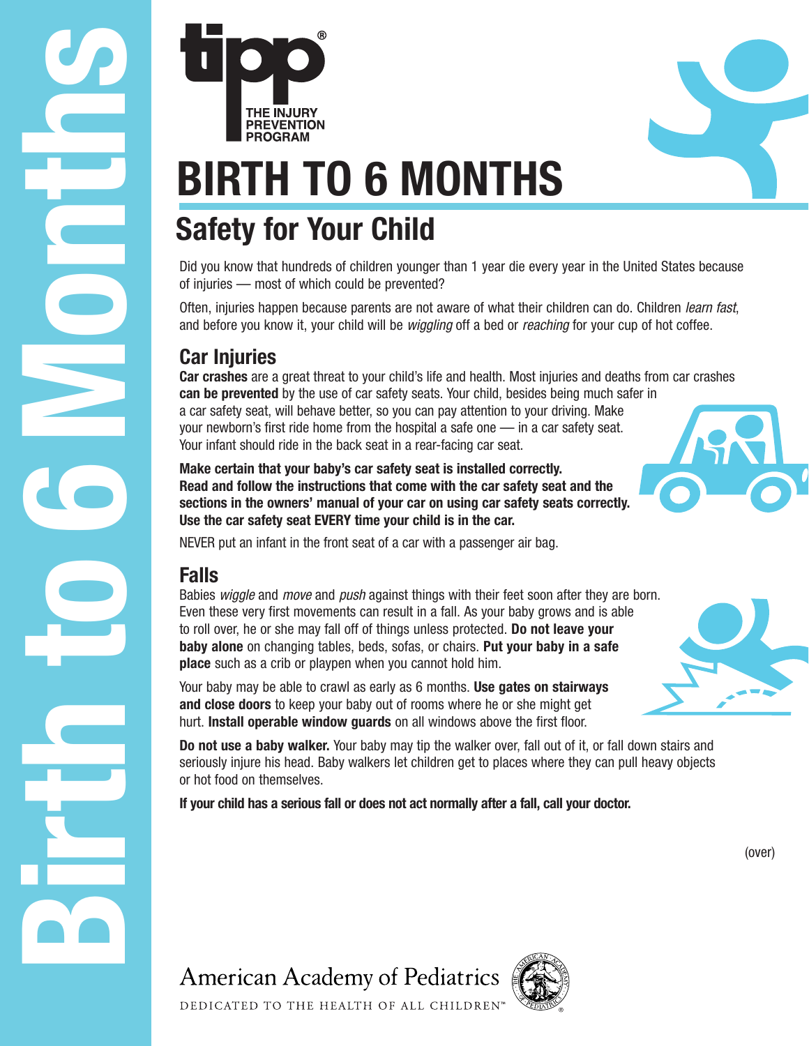THE INJURY PREVENTION PROGRAM

# BIRTH TO 6 MONTHS

## Safety for Your Child

Did you know that hundreds of children younger than 1 year die every year in the United States because of injuries — most of which could be prevented?

Often, injuries happen because parents are not aware of what their children can do. Children *learn fast*, and before you know it, your child will be *wiggling* off a bed or *reaching* for your cup of hot coffee.

### Car Injuries

**Car crashes** are a great threat to your child's life and health. Most injuries and deaths from car crashes **can be prevented** by the use of car safety seats. Your child, besides being much safer in a car safety seat, will behave better, so you can pay attention to your driving. Make your newborn's first ride home from the hospital a safe one — in a car safety seat. Your infant should ride in the back seat in a rear-facing car seat.

**Make certain that your baby's car safety seat is installed correctly. Read and follow the instructions that come with the car safety seat and the sections in the owners' manual of your car on using car safety seats correctly. Use the car safety seat EVERY time your child is in the car.**

NEVER put an infant in the front seat of a car with a passenger air bag.

### Falls

Babies *wiggle* and *move* and *push* against things with their feet soon after they are born. Even these very first movements can result in a fall. As your baby grows and is able to roll over, he or she may fall off of things unless protected. **Do not leave your baby alone** on changing tables, beds, sofas, or chairs. **Put your baby in a safe place** such as a crib or playpen when you cannot hold him.

Your baby may be able to crawl as early as 6 months. **Use gates on stairways and close doors** to keep your baby out of rooms where he or she might get hurt. **Install operable window guards** on all windows above the first floor.

**Do not use a baby walker.** Your baby may tip the walker over, fall out of it, or fall down stairs and seriously injure his head. Baby walkers let children get to places where they can pull heavy objects or hot food on themselves.

**If your child has a serious fall or does not act normally after a fall, call your doctor.**

(over)

American Academy of Pediatrics

DEDICATED TO THE HEALTH OF ALL CHILDREN™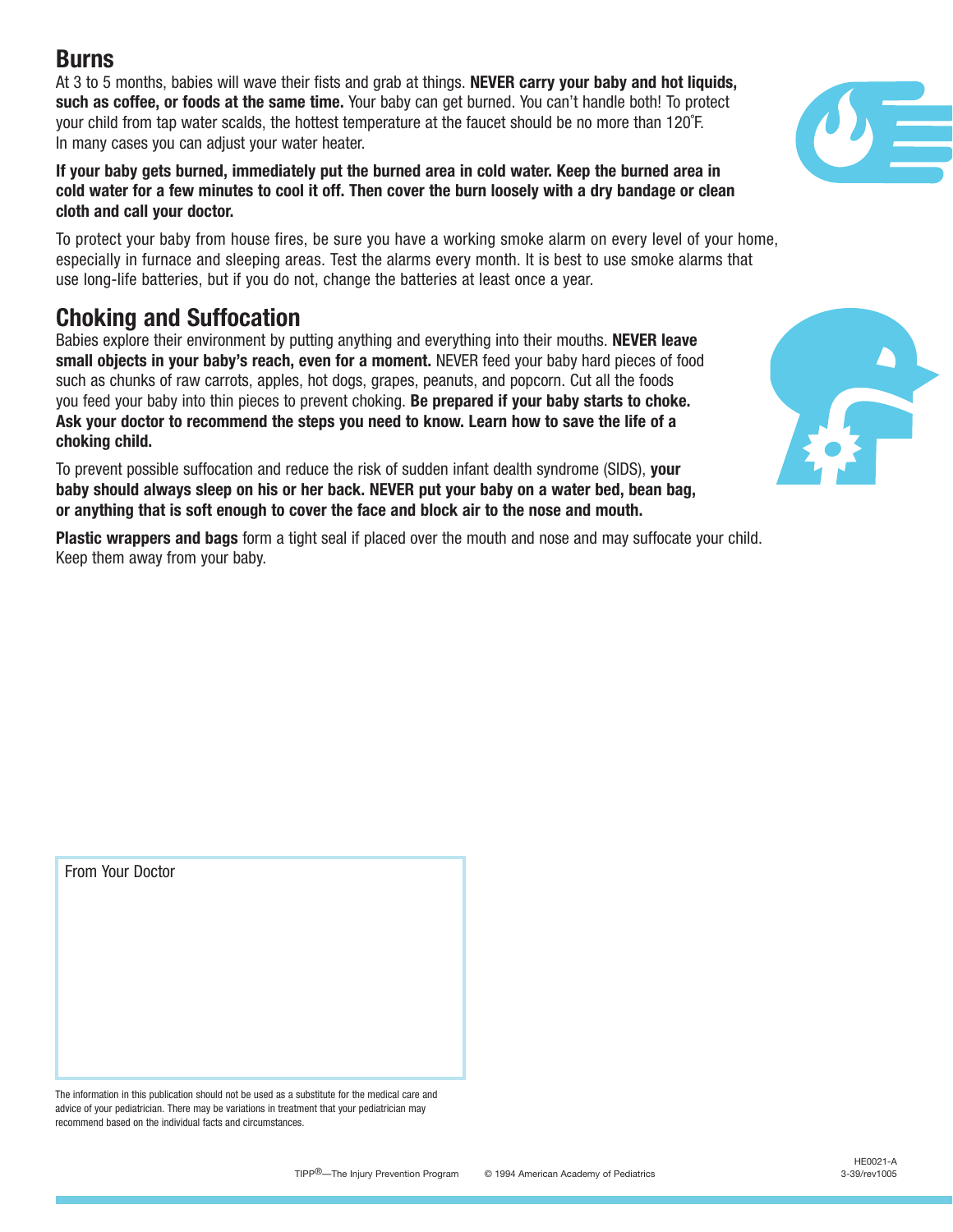## Burns

At 3 to 5 months, babies will wave their fists and grab at things. **NEVER carry your baby and hot liquids, such as coffee, or foods at the same time.** Your baby can get burned. You can't handle both! To protect your child from tap water scalds, the hottest temperature at the faucet should be no more than 120˚F. In many cases you can adjust your water heater.

**If your baby gets burned, immediately put the burned area in cold water. Keep the burned area in cold water for a few minutes to cool it off. Then cover the burn loosely with a dry bandage or clean cloth and call your doctor.**

To protect your baby from house fires, be sure you have a working smoke alarm on every level of your home, especially in furnace and sleeping areas. Test the alarms every month. It is best to use smoke alarms that use long-life batteries, but if you do not, change the batteries at least once a year.

## Choking and Suffocation

Babies explore their environment by putting anything and everything into their mouths. **NEVER leave small objects in your baby's reach, even for a moment.** NEVER feed your baby hard pieces of food such as chunks of raw carrots, apples, hot dogs, grapes, peanuts, and popcorn. Cut all the foods you feed your baby into thin pieces to prevent choking. **Be prepared if your baby starts to choke. Ask your doctor to recommend the steps you need to know. Learn how to save the life of a choking child.**

To prevent possible suffocation and reduce the risk of sudden infant death syndrome (SIDS), **your baby should always sleep on his or her back. NEVER put your baby on a water bed, bean bag, or anything that is soft enough to cover the face and block air to the nose and mouth.**

**Plastic wrappers and bags** form a tight seal if placed over the mouth and nose and may suffocate your child. Keep them away from your baby.

From Your Doctor

The information in this publication should not be used as a substitute for the medical care and advice of your pediatrician. There may be variations in treatment that your pediatrician may recommend based on the individual facts and circumstances.

TIPP®—The Injury Prevention Program © 1994 American Academy of Pediatrics

HE0021-A
3-39/rev1005